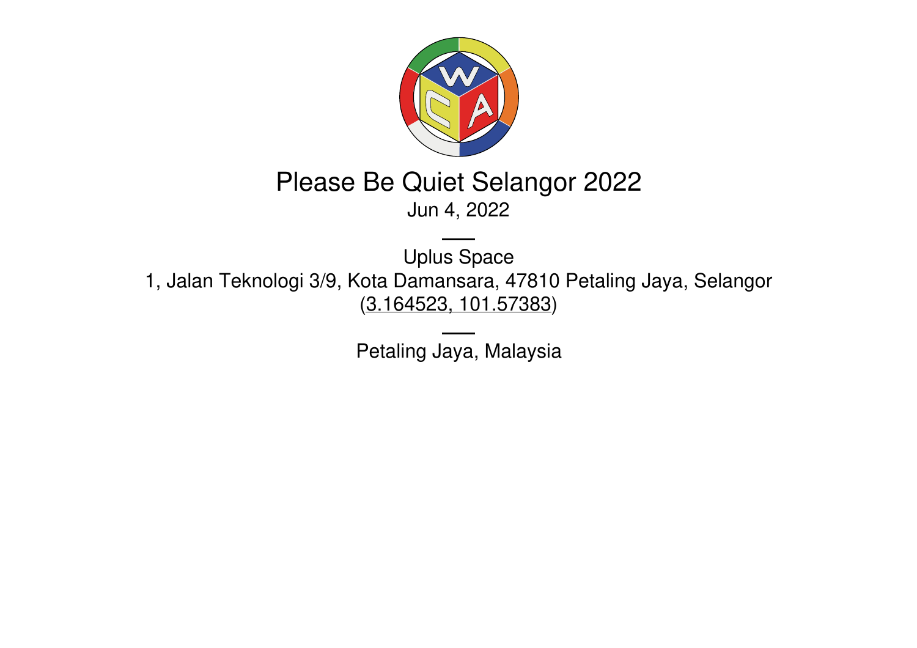# Please Be Quiet Selangor 2022

Jun 4, 2022

---

Uplus Space

1, Jalan Teknologi 3/9, Kota Damansara, 47810 Petaling Jaya, Selangor

(3.164523, 101.57383)

---

Petaling Jaya, Malaysia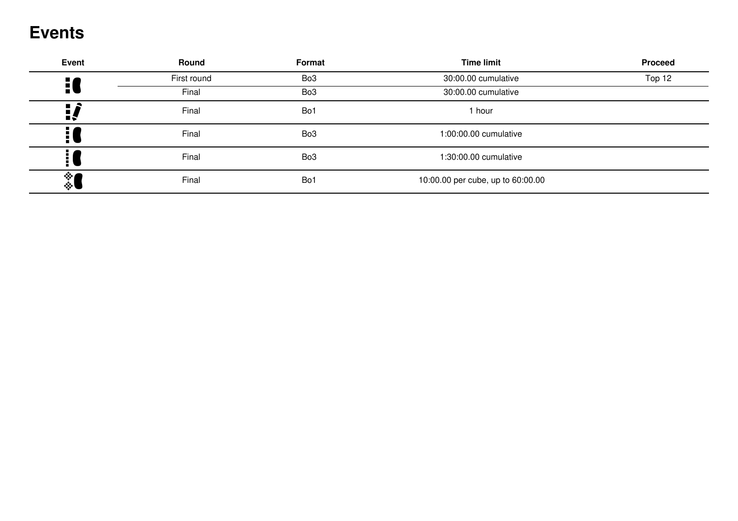# Events

| Event | Round | Format | Time limit | Proceed |
|---|---|---|---|---|
| | First round | Bo3 | 30:00.00 cumulative | Top 12 |
| | Final | Bo3 | 30:00.00 cumulative | |
| | Final | Bo1 | 1 hour | |
| | Final | Bo3 | 1:00:00.00 cumulative | |
| | Final | Bo3 | 1:30:00.00 cumulative | |
| | Final | Bo1 | 10:00.00 per cube, up to 60:00.00 | |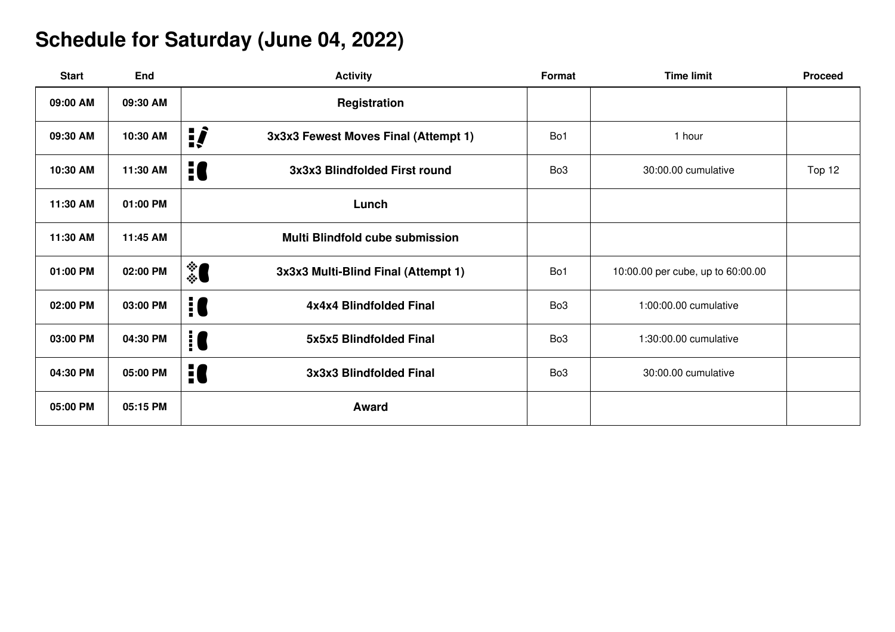# Schedule for Saturday (June 04, 2022)

| Start | End | Activity | Format | Time limit | Proceed |
|---|---|---|---|---|---|
| 09:00 AM | 09:30 AM | Registration | | | |
| 09:30 AM | 10:30 AM | 3x3x3 Fewest Moves Final (Attempt 1) | Bo1 | 1 hour | |
| 10:30 AM | 11:30 AM | 3x3x3 Blindfolded First round | Bo3 | 30:00.00 cumulative | Top 12 |
| 11:30 AM | 01:00 PM | Lunch | | | |
| 11:30 AM | 11:45 AM | Multi Blindfold cube submission | | | |
| 01:00 PM | 02:00 PM | 3x3x3 Multi-Blind Final (Attempt 1) | Bo1 | 10:00.00 per cube, up to 60:00.00 | |
| 02:00 PM | 03:00 PM | 4x4x4 Blindfolded Final | Bo3 | 1:00:00.00 cumulative | |
| 03:00 PM | 04:30 PM | 5x5x5 Blindfolded Final | Bo3 | 1:30:00.00 cumulative | |
| 04:30 PM | 05:00 PM | 3x3x3 Blindfolded Final | Bo3 | 30:00.00 cumulative | |
| 05:00 PM | 05:15 PM | Award | | | |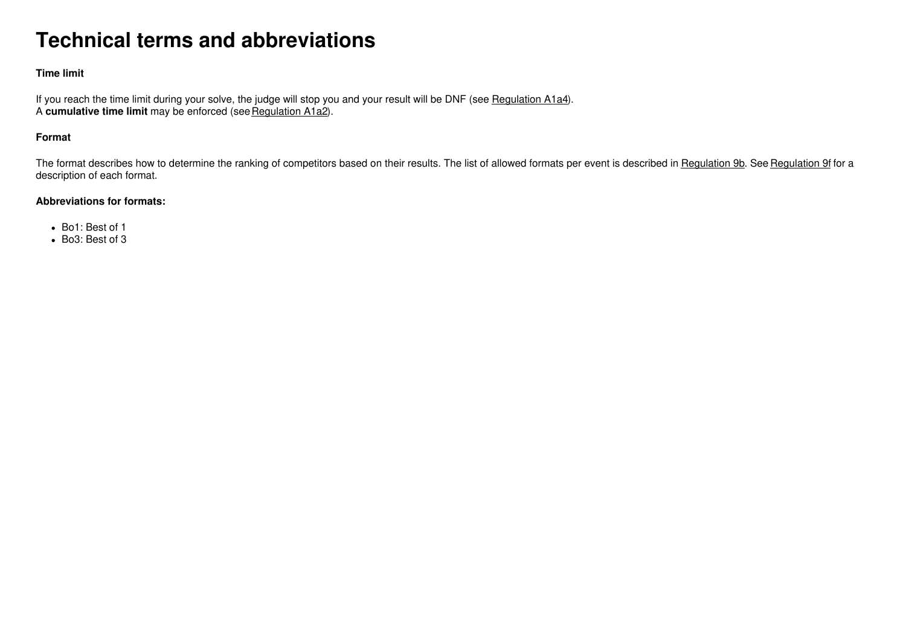# Technical terms and abbreviations

**Time limit**

If you reach the time limit during your solve, the judge will stop you and your result will be DNF (see Regulation A1a4).
A **cumulative time limit** may be enforced (see Regulation A1a2).

**Format**

The format describes how to determine the ranking of competitors based on their results. The list of allowed formats per event is described in Regulation 9b. See Regulation 9f for a description of each format.

**Abbreviations for formats:**

- Bo1: Best of 1
- Bo3: Best of 3